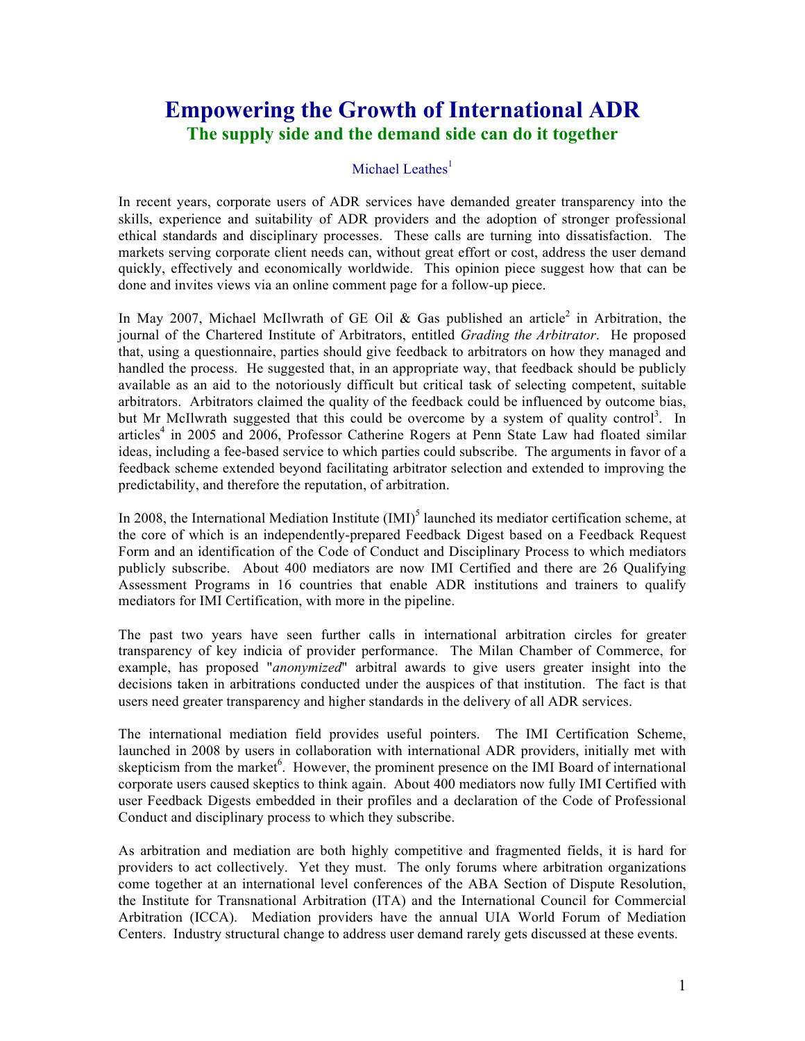# Empowering the Growth of International ADR

## The supply side and the demand side can do it together

Michael Leathes[1]

In recent years, corporate users of ADR services have demanded greater transparency into the skills, experience and suitability of ADR providers and the adoption of stronger professional ethical standards and disciplinary processes. These calls are turning into dissatisfaction. The markets serving corporate client needs can, without great effort or cost, address the user demand quickly, effectively and economically worldwide. This opinion piece suggest how that can be done and invites views via an online comment page for a follow-up piece.

In May 2007, Michael McIlwrath of GE Oil & Gas published an article[2] in Arbitration, the journal of the Chartered Institute of Arbitrators, entitled *Grading the Arbitrator*. He proposed that, using a questionnaire, parties should give feedback to arbitrators on how they managed and handled the process. He suggested that, in an appropriate way, that feedback should be publicly available as an aid to the notoriously difficult but critical task of selecting competent, suitable arbitrators. Arbitrators claimed the quality of the feedback could be influenced by outcome bias, but Mr McIlwrath suggested that this could be overcome by a system of quality control[3]. In articles[4] in 2005 and 2006, Professor Catherine Rogers at Penn State Law had floated similar ideas, including a fee-based service to which parties could subscribe. The arguments in favor of a feedback scheme extended beyond facilitating arbitrator selection and extended to improving the predictability, and therefore the reputation, of arbitration.

In 2008, the International Mediation Institute (IMI)[5] launched its mediator certification scheme, at the core of which is an independently-prepared Feedback Digest based on a Feedback Request Form and an identification of the Code of Conduct and Disciplinary Process to which mediators publicly subscribe. About 400 mediators are now IMI Certified and there are 26 Qualifying Assessment Programs in 16 countries that enable ADR institutions and trainers to qualify mediators for IMI Certification, with more in the pipeline.

The past two years have seen further calls in international arbitration circles for greater transparency of key indicia of provider performance. The Milan Chamber of Commerce, for example, has proposed "*anonymized*" arbitral awards to give users greater insight into the decisions taken in arbitrations conducted under the auspices of that institution. The fact is that users need greater transparency and higher standards in the delivery of all ADR services.

The international mediation field provides useful pointers. The IMI Certification Scheme, launched in 2008 by users in collaboration with international ADR providers, initially met with skepticism from the market[6]. However, the prominent presence on the IMI Board of international corporate users caused skeptics to think again. About 400 mediators now fully IMI Certified with user Feedback Digests embedded in their profiles and a declaration of the Code of Professional Conduct and disciplinary process to which they subscribe.

As arbitration and mediation are both highly competitive and fragmented fields, it is hard for providers to act collectively. Yet they must. The only forums where arbitration organizations come together at an international level conferences of the ABA Section of Dispute Resolution, the Institute for Transnational Arbitration (ITA) and the International Council for Commercial Arbitration (ICCA). Mediation providers have the annual UIA World Forum of Mediation Centers. Industry structural change to address user demand rarely gets discussed at these events.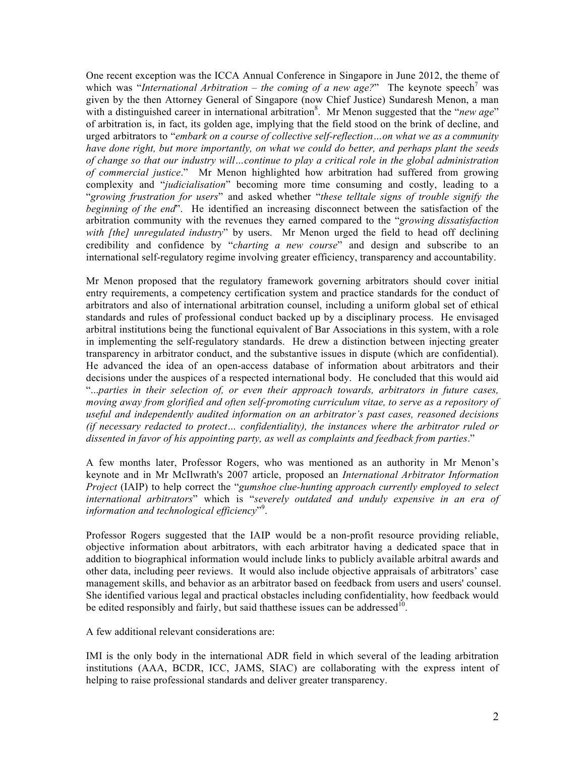One recent exception was the ICCA Annual Conference in Singapore in June 2012, the theme of which was "*International Arbitration – the coming of a new age?*" The keynote speech[7] was given by the then Attorney General of Singapore (now Chief Justice) Sundaresh Menon, a man with a distinguished career in international arbitration[8]. Mr Menon suggested that the "*new age*" of arbitration is, in fact, its golden age, implying that the field stood on the brink of decline, and urged arbitrators to "*embark on a course of collective self-reflection…on what we as a community have done right, but more importantly, on what we could do better, and perhaps plant the seeds of change so that our industry will…continue to play a critical role in the global administration of commercial justice*." Mr Menon highlighted how arbitration had suffered from growing complexity and "*judicialisation*" becoming more time consuming and costly, leading to a "*growing frustration for users*" and asked whether "*these telltale signs of trouble signify the beginning of the end*". He identified an increasing disconnect between the satisfaction of the arbitration community with the revenues they earned compared to the "*growing dissatisfaction with [the] unregulated industry*" by users. Mr Menon urged the field to head off declining credibility and confidence by "*charting a new course*" and design and subscribe to an international self-regulatory regime involving greater efficiency, transparency and accountability.

Mr Menon proposed that the regulatory framework governing arbitrators should cover initial entry requirements, a competency certification system and practice standards for the conduct of arbitrators and also of international arbitration counsel, including a uniform global set of ethical standards and rules of professional conduct backed up by a disciplinary process. He envisaged arbitral institutions being the functional equivalent of Bar Associations in this system, with a role in implementing the self-regulatory standards. He drew a distinction between injecting greater transparency in arbitrator conduct, and the substantive issues in dispute (which are confidential). He advanced the idea of an open-access database of information about arbitrators and their decisions under the auspices of a respected international body. He concluded that this would aid "*...parties in their selection of, or even their approach towards, arbitrators in future cases, moving away from glorified and often self-promoting curriculum vitae, to serve as a repository of useful and independently audited information on an arbitrator's past cases, reasoned decisions (if necessary redacted to protect… confidentiality), the instances where the arbitrator ruled or dissented in favor of his appointing party, as well as complaints and feedback from parties*."

A few months later, Professor Rogers, who was mentioned as an authority in Mr Menon's keynote and in Mr McIlwrath's 2007 article, proposed an *International Arbitrator Information Project* (IAIP) to help correct the "*gumshoe clue-hunting approach currently employed to select international arbitrators*" which is "*severely outdated and unduly expensive in an era of information and technological efficiency*"[9].

Professor Rogers suggested that the IAIP would be a non-profit resource providing reliable, objective information about arbitrators, with each arbitrator having a dedicated space that in addition to biographical information would include links to publicly available arbitral awards and other data, including peer reviews. It would also include objective appraisals of arbitrators' case management skills, and behavior as an arbitrator based on feedback from users and users' counsel. She identified various legal and practical obstacles including confidentiality, how feedback would be edited responsibly and fairly, but said thatthese issues can be addressed[10].

A few additional relevant considerations are:

IMI is the only body in the international ADR field in which several of the leading arbitration institutions (AAA, BCDR, ICC, JAMS, SIAC) are collaborating with the express intent of helping to raise professional standards and deliver greater transparency.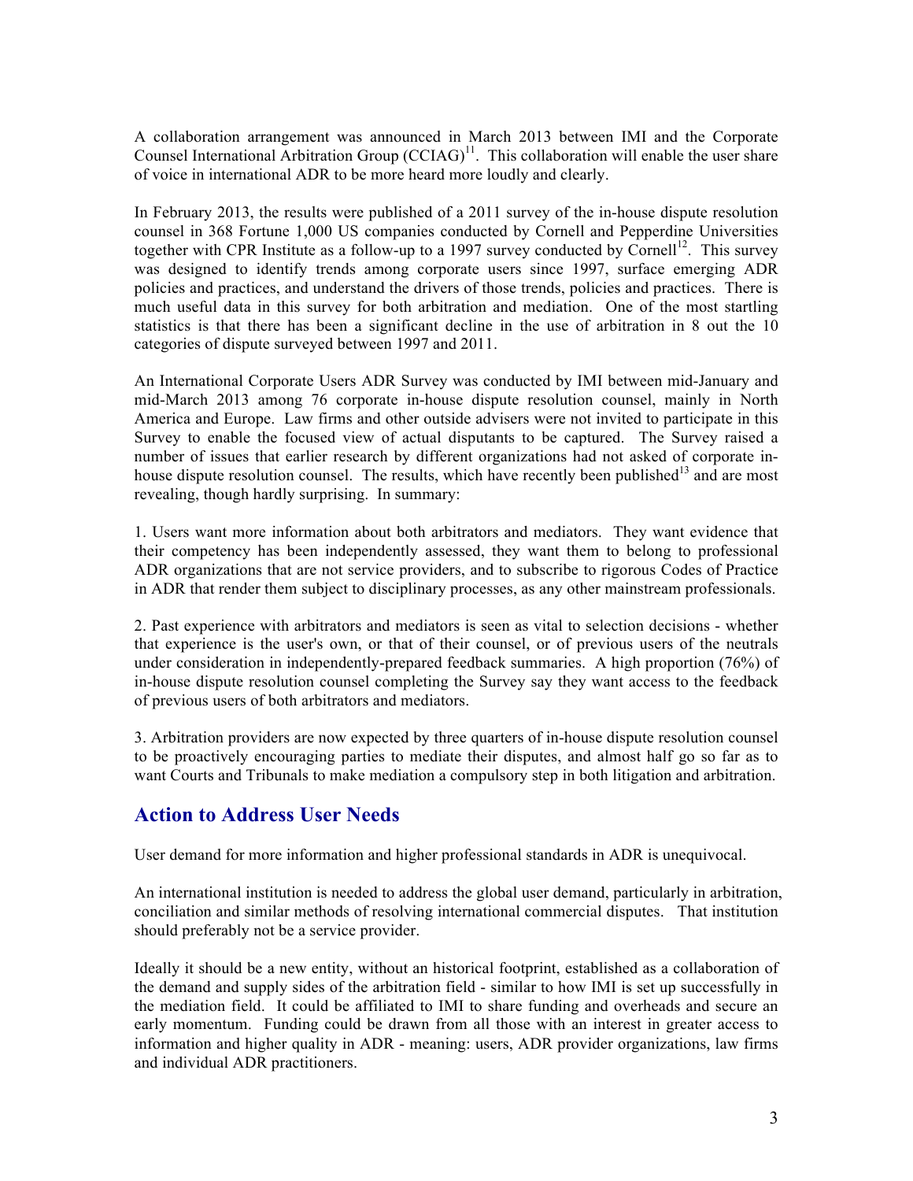A collaboration arrangement was announced in March 2013 between IMI and the Corporate Counsel International Arbitration Group (CCIAG)[11]. This collaboration will enable the user share of voice in international ADR to be more heard more loudly and clearly.

In February 2013, the results were published of a 2011 survey of the in-house dispute resolution counsel in 368 Fortune 1,000 US companies conducted by Cornell and Pepperdine Universities together with CPR Institute as a follow-up to a 1997 survey conducted by Cornell[12]. This survey was designed to identify trends among corporate users since 1997, surface emerging ADR policies and practices, and understand the drivers of those trends, policies and practices. There is much useful data in this survey for both arbitration and mediation. One of the most startling statistics is that there has been a significant decline in the use of arbitration in 8 out the 10 categories of dispute surveyed between 1997 and 2011.

An International Corporate Users ADR Survey was conducted by IMI between mid-January and mid-March 2013 among 76 corporate in-house dispute resolution counsel, mainly in North America and Europe. Law firms and other outside advisers were not invited to participate in this Survey to enable the focused view of actual disputants to be captured. The Survey raised a number of issues that earlier research by different organizations had not asked of corporate in-house dispute resolution counsel. The results, which have recently been published[13] and are most revealing, though hardly surprising. In summary:

1. Users want more information about both arbitrators and mediators. They want evidence that their competency has been independently assessed, they want them to belong to professional ADR organizations that are not service providers, and to subscribe to rigorous Codes of Practice in ADR that render them subject to disciplinary processes, as any other mainstream professionals.

2. Past experience with arbitrators and mediators is seen as vital to selection decisions - whether that experience is the user's own, or that of their counsel, or of previous users of the neutrals under consideration in independently-prepared feedback summaries. A high proportion (76%) of in-house dispute resolution counsel completing the Survey say they want access to the feedback of previous users of both arbitrators and mediators.

3. Arbitration providers are now expected by three quarters of in-house dispute resolution counsel to be proactively encouraging parties to mediate their disputes, and almost half go so far as to want Courts and Tribunals to make mediation a compulsory step in both litigation and arbitration.

## Action to Address User Needs

User demand for more information and higher professional standards in ADR is unequivocal.

An international institution is needed to address the global user demand, particularly in arbitration, conciliation and similar methods of resolving international commercial disputes. That institution should preferably not be a service provider.

Ideally it should be a new entity, without an historical footprint, established as a collaboration of the demand and supply sides of the arbitration field - similar to how IMI is set up successfully in the mediation field. It could be affiliated to IMI to share funding and overheads and secure an early momentum. Funding could be drawn from all those with an interest in greater access to information and higher quality in ADR - meaning: users, ADR provider organizations, law firms and individual ADR practitioners.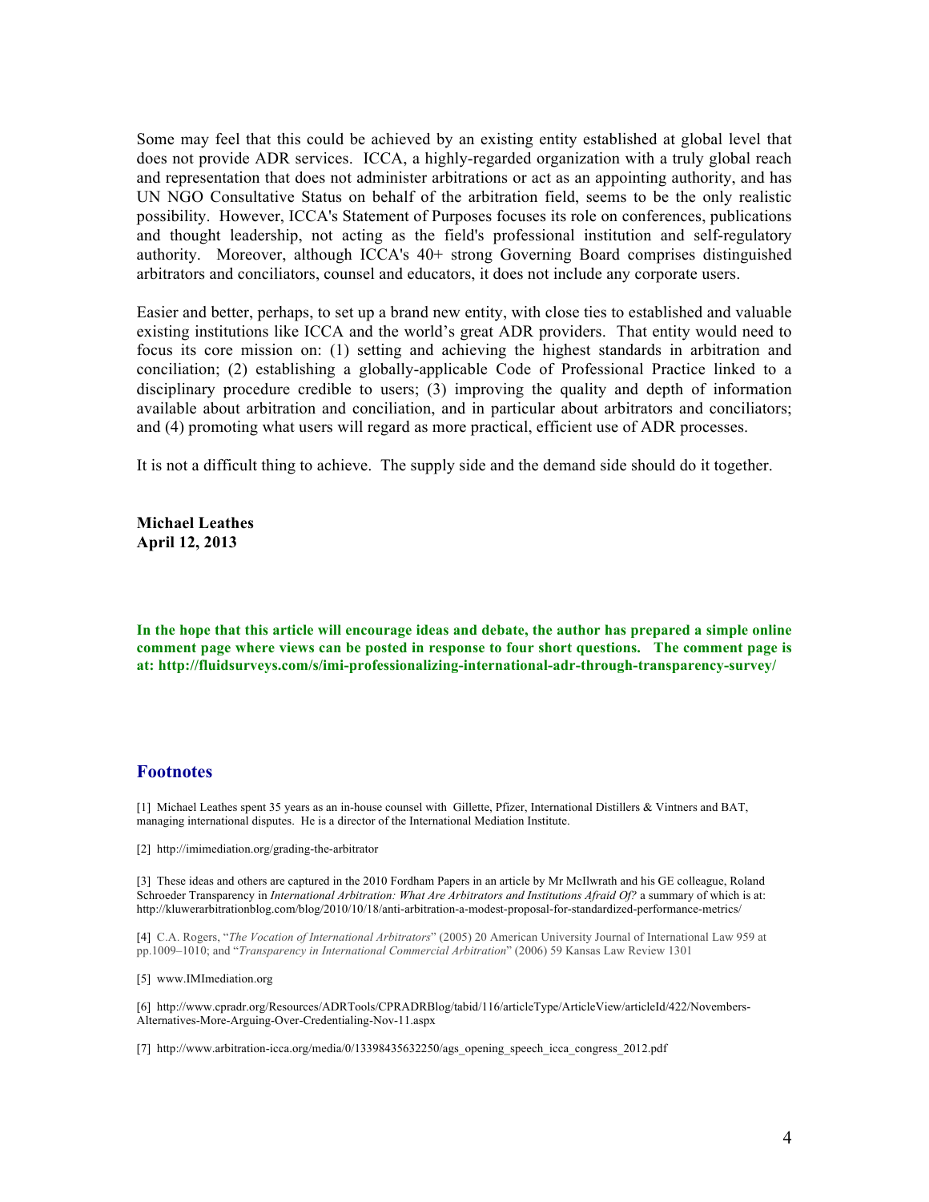Some may feel that this could be achieved by an existing entity established at global level that does not provide ADR services. ICCA, a highly-regarded organization with a truly global reach and representation that does not administer arbitrations or act as an appointing authority, and has UN NGO Consultative Status on behalf of the arbitration field, seems to be the only realistic possibility. However, ICCA's Statement of Purposes focuses its role on conferences, publications and thought leadership, not acting as the field's professional institution and self-regulatory authority. Moreover, although ICCA's 40+ strong Governing Board comprises distinguished arbitrators and conciliators, counsel and educators, it does not include any corporate users.

Easier and better, perhaps, to set up a brand new entity, with close ties to established and valuable existing institutions like ICCA and the world's great ADR providers. That entity would need to focus its core mission on: (1) setting and achieving the highest standards in arbitration and conciliation; (2) establishing a globally-applicable Code of Professional Practice linked to a disciplinary procedure credible to users; (3) improving the quality and depth of information available about arbitration and conciliation, and in particular about arbitrators and conciliators; and (4) promoting what users will regard as more practical, efficient use of ADR processes.

It is not a difficult thing to achieve. The supply side and the demand side should do it together.

**Michael Leathes**
**April 12, 2013**

**In the hope that this article will encourage ideas and debate, the author has prepared a simple online comment page where views can be posted in response to four short questions. The comment page is at: http://fluidsurveys.com/s/imi-professionalizing-international-adr-through-transparency-survey/**

## Footnotes

[1] Michael Leathes spent 35 years as an in-house counsel with Gillette, Pfizer, International Distillers & Vintners and BAT, managing international disputes. He is a director of the International Mediation Institute.

[2] http://imimediation.org/grading-the-arbitrator

[3] These ideas and others are captured in the 2010 Fordham Papers in an article by Mr McIlwrath and his GE colleague, Roland Schroeder Transparency in *International Arbitration: What Are Arbitrators and Institutions Afraid Of?* a summary of which is at: http://kluwerarbitrationblog.com/blog/2010/10/18/anti-arbitration-a-modest-proposal-for-standardized-performance-metrics/

[4] C.A. Rogers, "*The Vocation of International Arbitrators*" (2005) 20 American University Journal of International Law 959 at pp.1009–1010; and "*Transparency in International Commercial Arbitration*" (2006) 59 Kansas Law Review 1301

[5] www.IMImediation.org

[6] http://www.cpradr.org/Resources/ADRTools/CPRADRBlog/tabid/116/articleType/ArticleView/articleId/422/Novembers-Alternatives-More-Arguing-Over-Credentialing-Nov-11.aspx

[7] http://www.arbitration-icca.org/media/0/13398435632250/ags_opening_speech_icca_congress_2012.pdf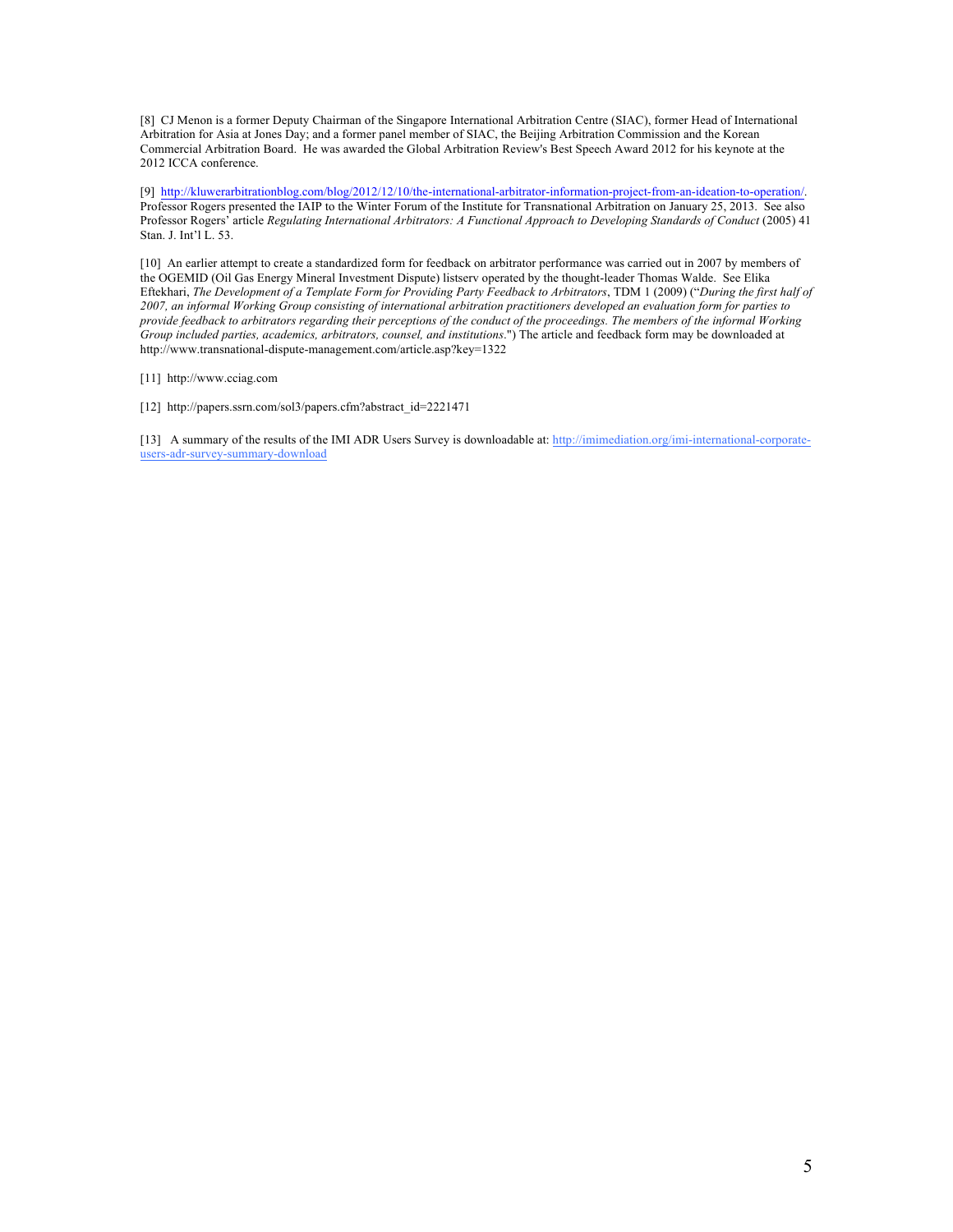[8] CJ Menon is a former Deputy Chairman of the Singapore International Arbitration Centre (SIAC), former Head of International Arbitration for Asia at Jones Day; and a former panel member of SIAC, the Beijing Arbitration Commission and the Korean Commercial Arbitration Board. He was awarded the Global Arbitration Review's Best Speech Award 2012 for his keynote at the 2012 ICCA conference.

[9] http://kluwerarbitrationblog.com/blog/2012/12/10/the-international-arbitrator-information-project-from-an-ideation-to-operation/. Professor Rogers presented the IAIP to the Winter Forum of the Institute for Transnational Arbitration on January 25, 2013. See also Professor Rogers' article *Regulating International Arbitrators: A Functional Approach to Developing Standards of Conduct* (2005) 41 Stan. J. Int'l L. 53.

[10] An earlier attempt to create a standardized form for feedback on arbitrator performance was carried out in 2007 by members of the OGEMID (Oil Gas Energy Mineral Investment Dispute) listserv operated by the thought-leader Thomas Walde. See Elika Eftekhari, *The Development of a Template Form for Providing Party Feedback to Arbitrators*, TDM 1 (2009) ("*During the first half of 2007, an informal Working Group consisting of international arbitration practitioners developed an evaluation form for parties to provide feedback to arbitrators regarding their perceptions of the conduct of the proceedings. The members of the informal Working Group included parties, academics, arbitrators, counsel, and institutions*.") The article and feedback form may be downloaded at http://www.transnational-dispute-management.com/article.asp?key=1322

[11] http://www.cciag.com

[12] http://papers.ssrn.com/sol3/papers.cfm?abstract_id=2221471

[13] A summary of the results of the IMI ADR Users Survey is downloadable at: http://imimediation.org/imi-international-corporate-users-adr-survey-summary-download